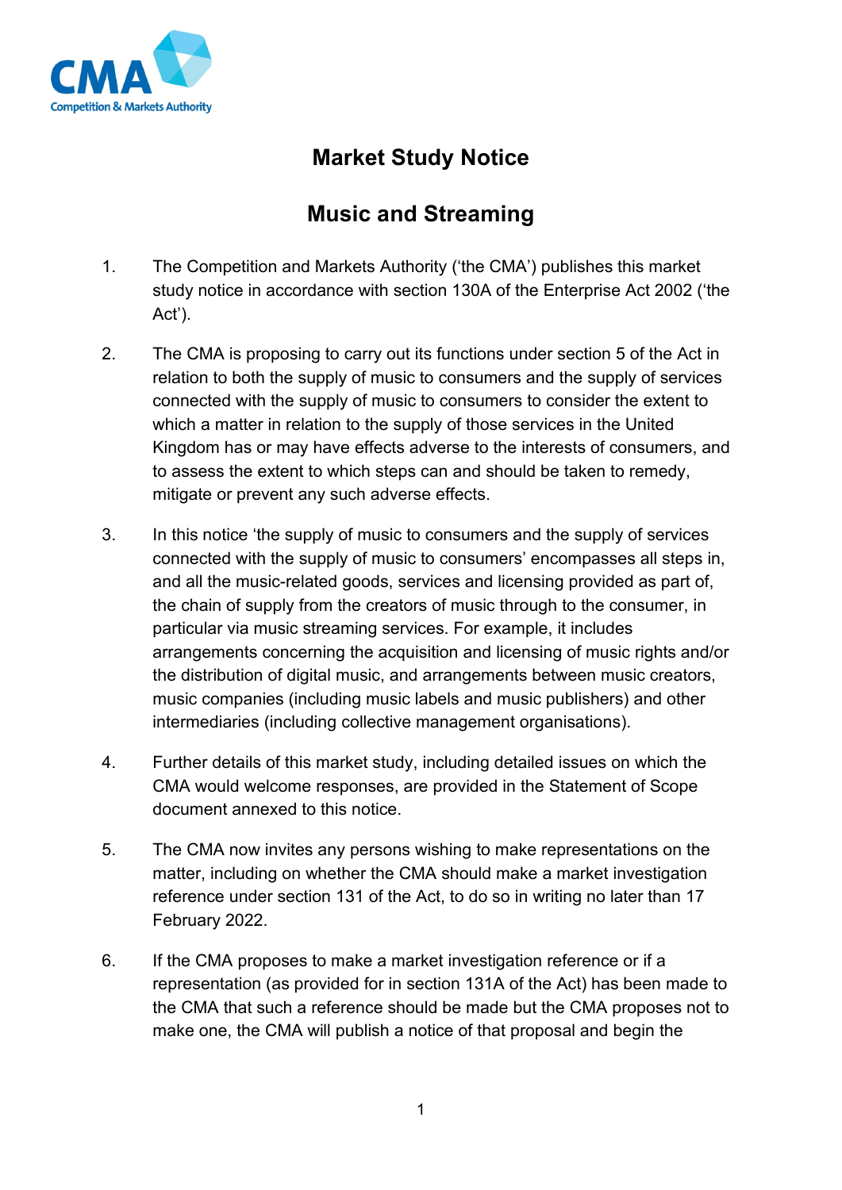# Market Study Notice

## Music and Streaming

1. The Competition and Markets Authority ('the CMA') publishes this market study notice in accordance with section 130A of the Enterprise Act 2002 ('the Act').

2. The CMA is proposing to carry out its functions under section 5 of the Act in relation to both the supply of music to consumers and the supply of services connected with the supply of music to consumers to consider the extent to which a matter in relation to the supply of those services in the United Kingdom has or may have effects adverse to the interests of consumers, and to assess the extent to which steps can and should be taken to remedy, mitigate or prevent any such adverse effects.

3. In this notice 'the supply of music to consumers and the supply of services connected with the supply of music to consumers' encompasses all steps in, and all the music-related goods, services and licensing provided as part of, the chain of supply from the creators of music through to the consumer, in particular via music streaming services. For example, it includes arrangements concerning the acquisition and licensing of music rights and/or the distribution of digital music, and arrangements between music creators, music companies (including music labels and music publishers) and other intermediaries (including collective management organisations).

4. Further details of this market study, including detailed issues on which the CMA would welcome responses, are provided in the Statement of Scope document annexed to this notice.

5. The CMA now invites any persons wishing to make representations on the matter, including on whether the CMA should make a market investigation reference under section 131 of the Act, to do so in writing no later than 17 February 2022.

6. If the CMA proposes to make a market investigation reference or if a representation (as provided for in section 131A of the Act) has been made to the CMA that such a reference should be made but the CMA proposes not to make one, the CMA will publish a notice of that proposal and begin the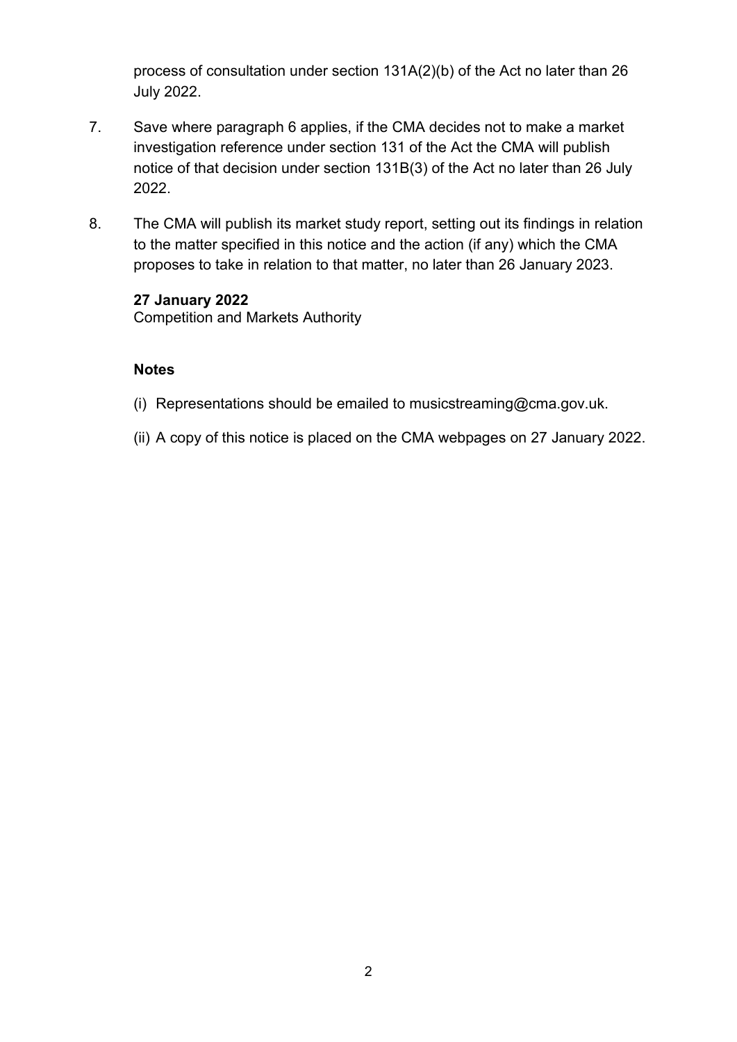process of consultation under section 131A(2)(b) of the Act no later than 26 July 2022.

7. Save where paragraph 6 applies, if the CMA decides not to make a market investigation reference under section 131 of the Act the CMA will publish notice of that decision under section 131B(3) of the Act no later than 26 July 2022.

8. The CMA will publish its market study report, setting out its findings in relation to the matter specified in this notice and the action (if any) which the CMA proposes to take in relation to that matter, no later than 26 January 2023.

**27 January 2022**
Competition and Markets Authority

**Notes**

(i) Representations should be emailed to musicstreaming@cma.gov.uk.

(ii) A copy of this notice is placed on the CMA webpages on 27 January 2022.